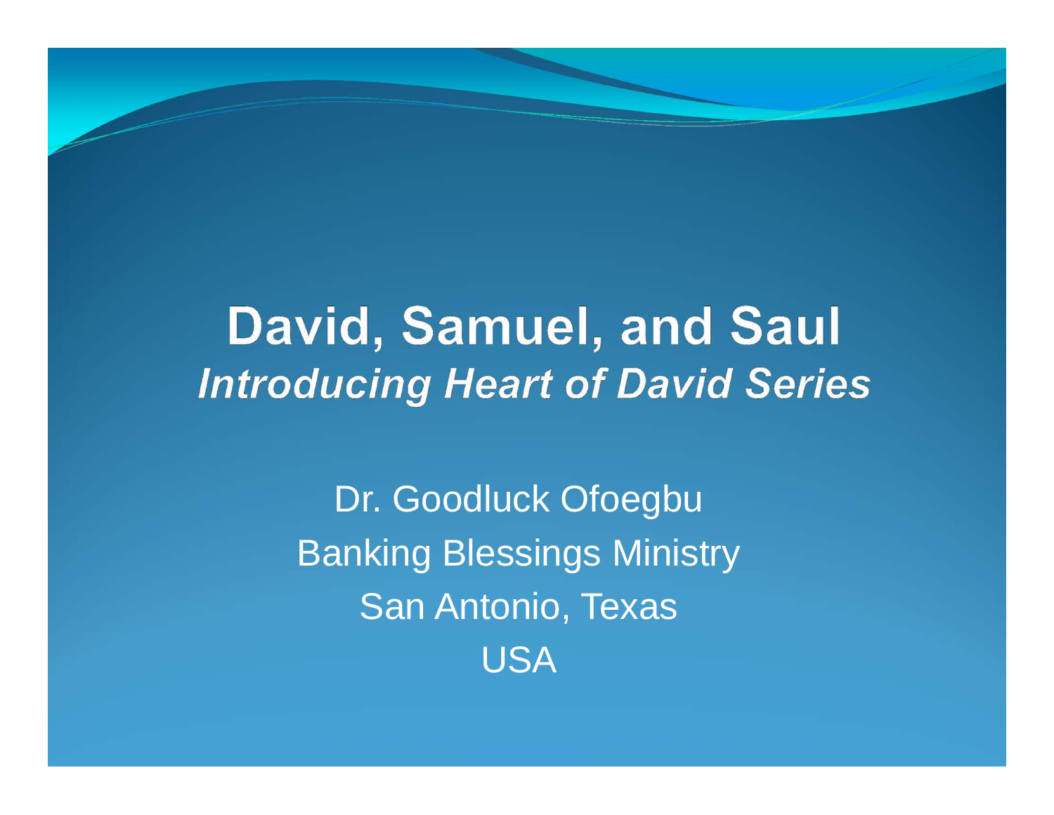# David, Samuel, and Saul

## *Introducing Heart of David Series*

Dr. Goodluck Ofoegbu

Banking Blessings Ministry

San Antonio, Texas

USA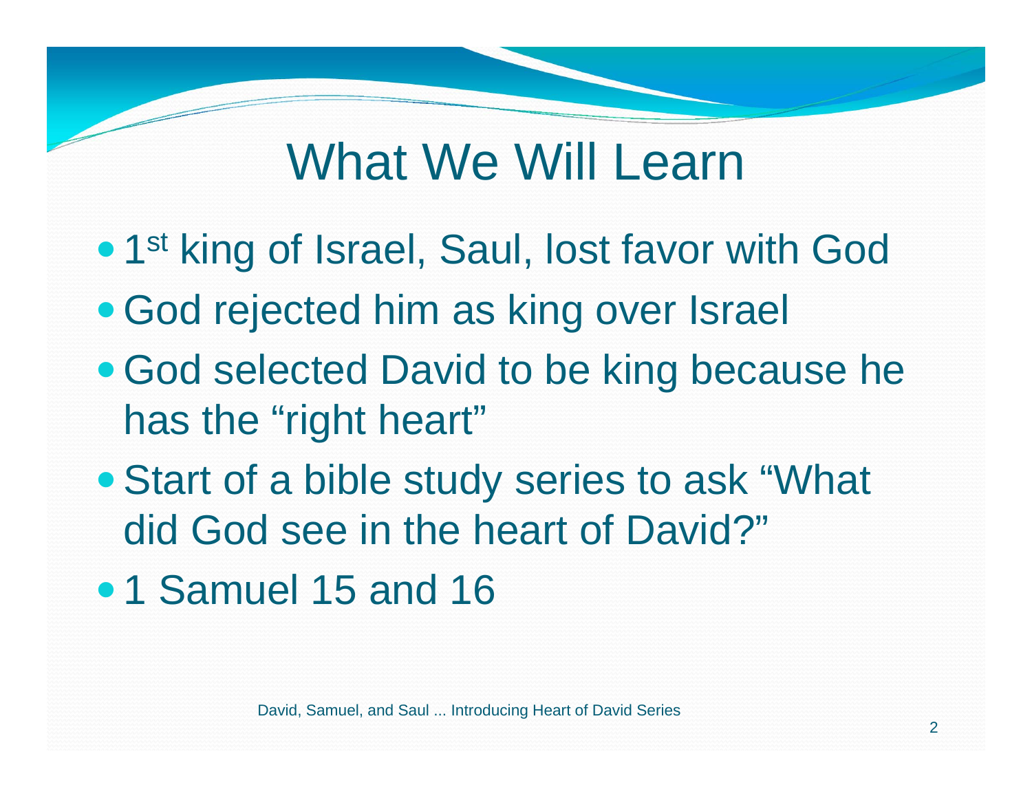# What We Will Learn

- 1st king of Israel, Saul, lost favor with God
- God rejected him as king over Israel
- God selected David to be king because he has the “right heart”
- Start of a bible study series to ask “What did God see in the heart of David?”
- 1 Samuel 15 and 16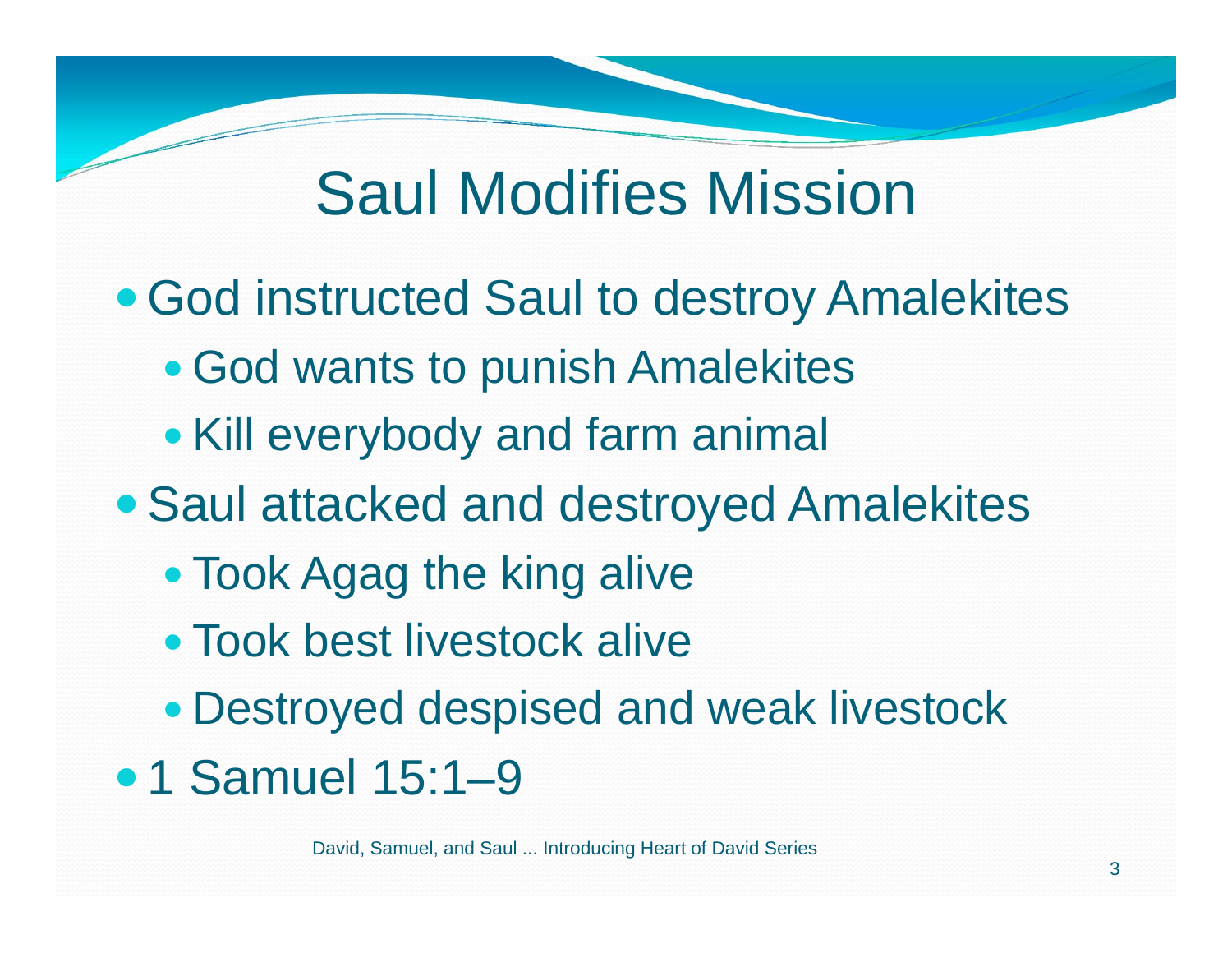# Saul Modifies Mission

- God instructed Saul to destroy Amalekites
  - God wants to punish Amalekites
  - Kill everybody and farm animal
- Saul attacked and destroyed Amalekites
  - Took Agag the king alive
  - Took best livestock alive
  - Destroyed despised and weak livestock
- 1 Samuel 15:1–9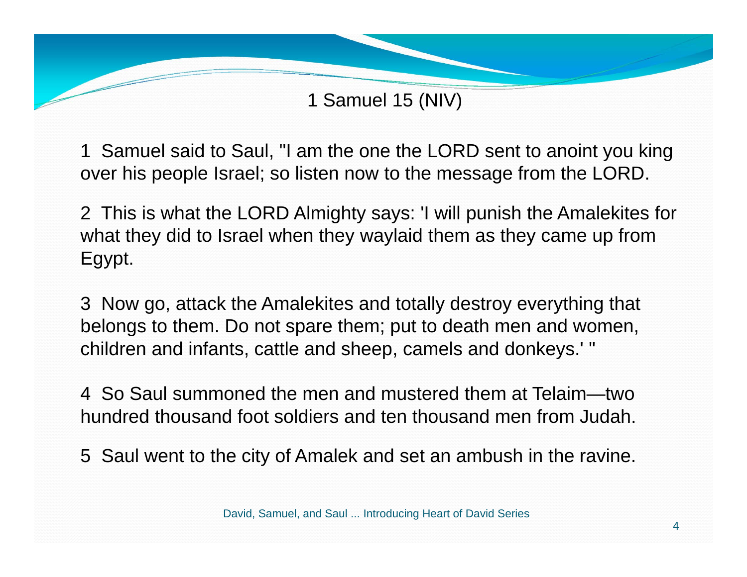# 1 Samuel 15 (NIV)

1 Samuel said to Saul, "I am the one the LORD sent to anoint you king over his people Israel; so listen now to the message from the LORD.

2 This is what the LORD Almighty says: 'I will punish the Amalekites for what they did to Israel when they waylaid them as they came up from Egypt.

3 Now go, attack the Amalekites and totally destroy everything that belongs to them. Do not spare them; put to death men and women, children and infants, cattle and sheep, camels and donkeys.' "

4 So Saul summoned the men and mustered them at Telaim—two hundred thousand foot soldiers and ten thousand men from Judah.

5 Saul went to the city of Amalek and set an ambush in the ravine.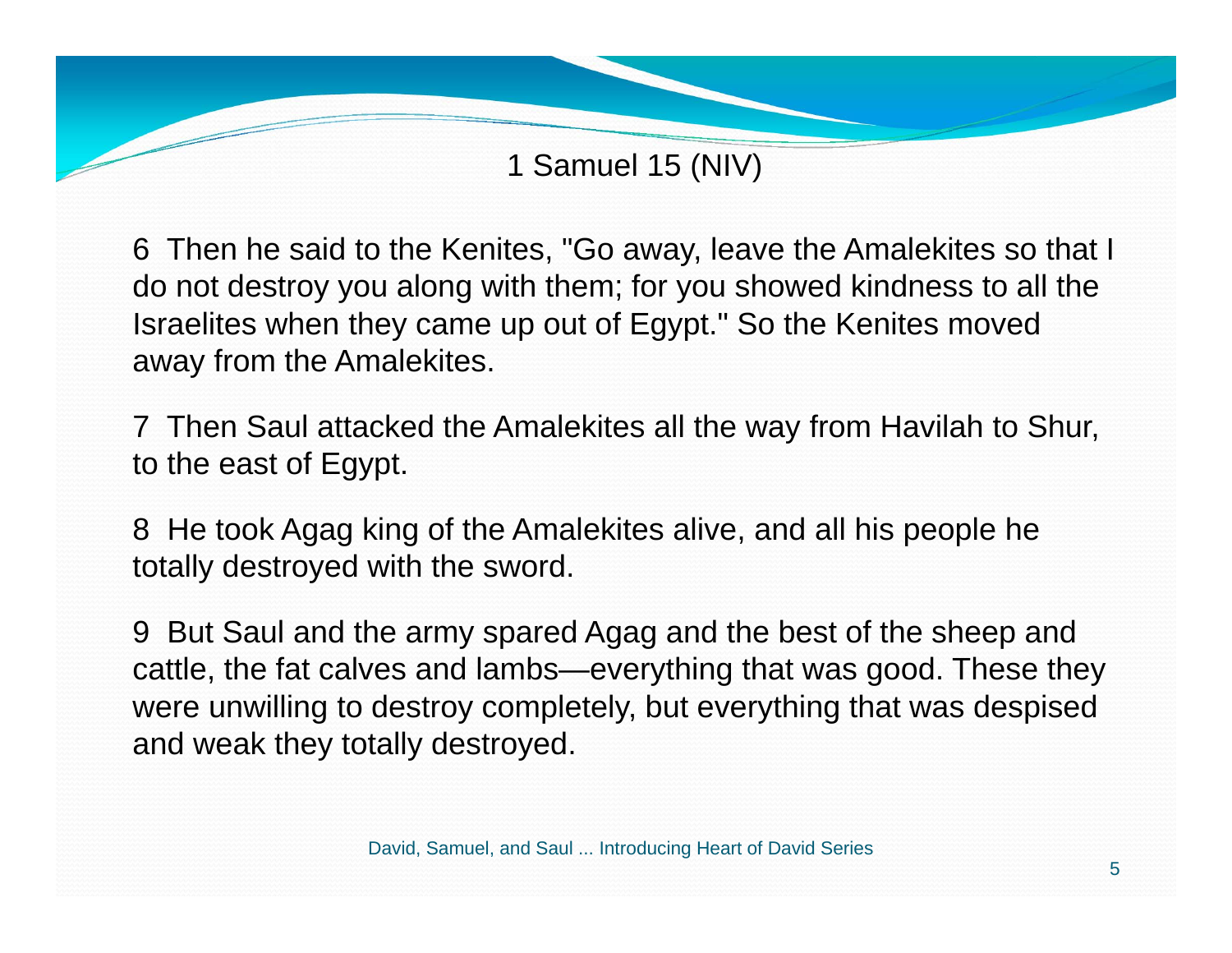## 1 Samuel 15 (NIV)

6 Then he said to the Kenites, "Go away, leave the Amalekites so that I do not destroy you along with them; for you showed kindness to all the Israelites when they came up out of Egypt." So the Kenites moved away from the Amalekites.

7 Then Saul attacked the Amalekites all the way from Havilah to Shur, to the east of Egypt.

8 He took Agag king of the Amalekites alive, and all his people he totally destroyed with the sword.

9 But Saul and the army spared Agag and the best of the sheep and cattle, the fat calves and lambs—everything that was good. These they were unwilling to destroy completely, but everything that was despised and weak they totally destroyed.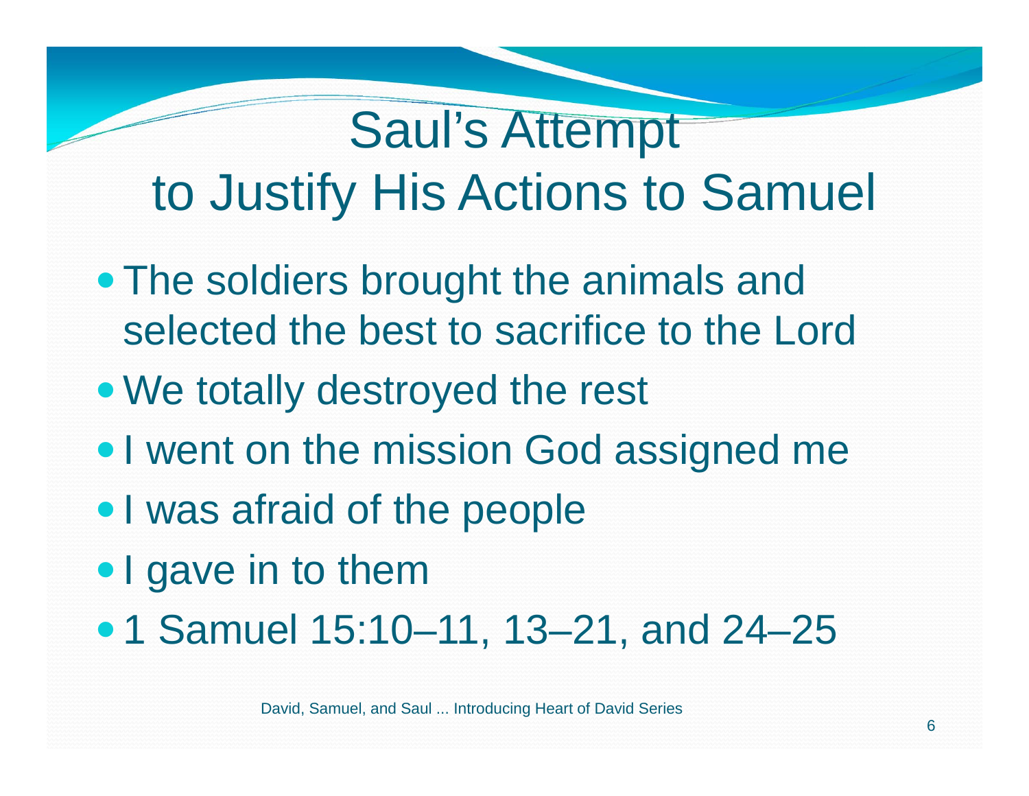# Saul's Attempt to Justify His Actions to Samuel

- The soldiers brought the animals and selected the best to sacrifice to the Lord
- We totally destroyed the rest
- I went on the mission God assigned me
- I was afraid of the people
- I gave in to them
- 1 Samuel 15:10–11, 13–21, and 24–25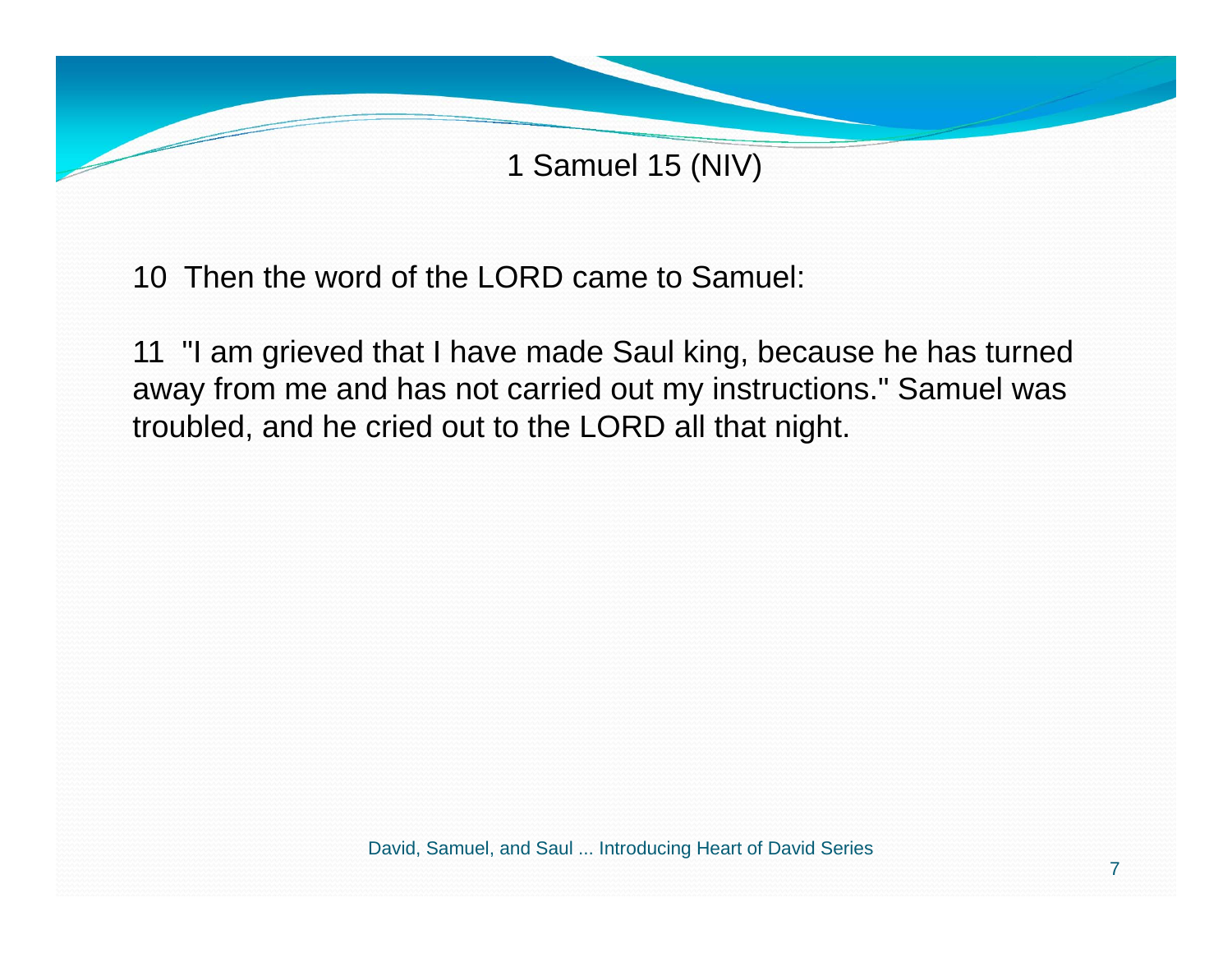## 1 Samuel 15 (NIV)

10 Then the word of the LORD came to Samuel:

11 "I am grieved that I have made Saul king, because he has turned away from me and has not carried out my instructions." Samuel was troubled, and he cried out to the LORD all that night.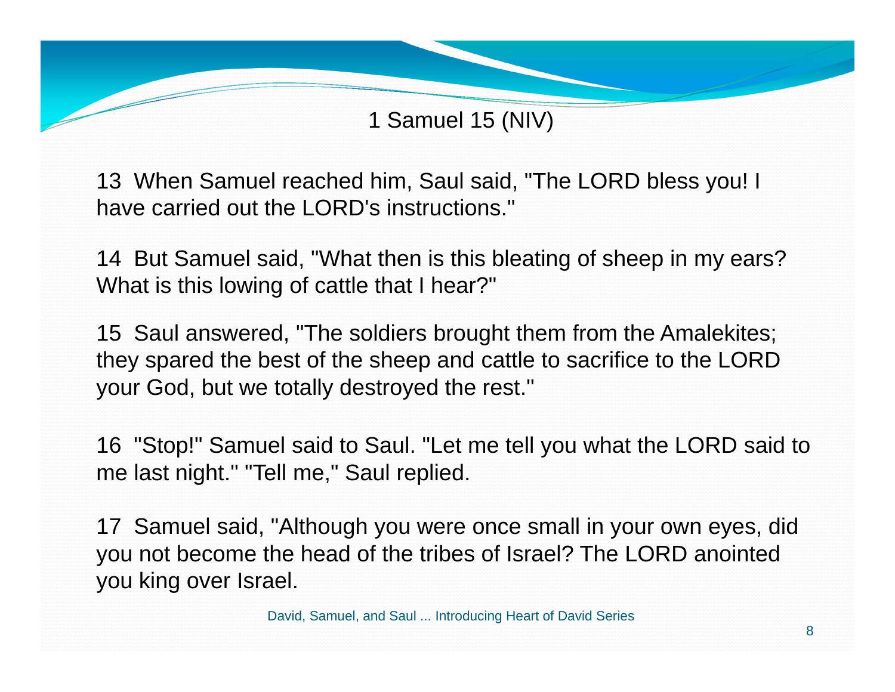# 1 Samuel 15 (NIV)

13 When Samuel reached him, Saul said, "The LORD bless you! I have carried out the LORD's instructions."

14 But Samuel said, "What then is this bleating of sheep in my ears? What is this lowing of cattle that I hear?"

15 Saul answered, "The soldiers brought them from the Amalekites; they spared the best of the sheep and cattle to sacrifice to the LORD your God, but we totally destroyed the rest."

16 "Stop!" Samuel said to Saul. "Let me tell you what the LORD said to me last night." "Tell me," Saul replied.

17 Samuel said, "Although you were once small in your own eyes, did you not become the head of the tribes of Israel? The LORD anointed you king over Israel.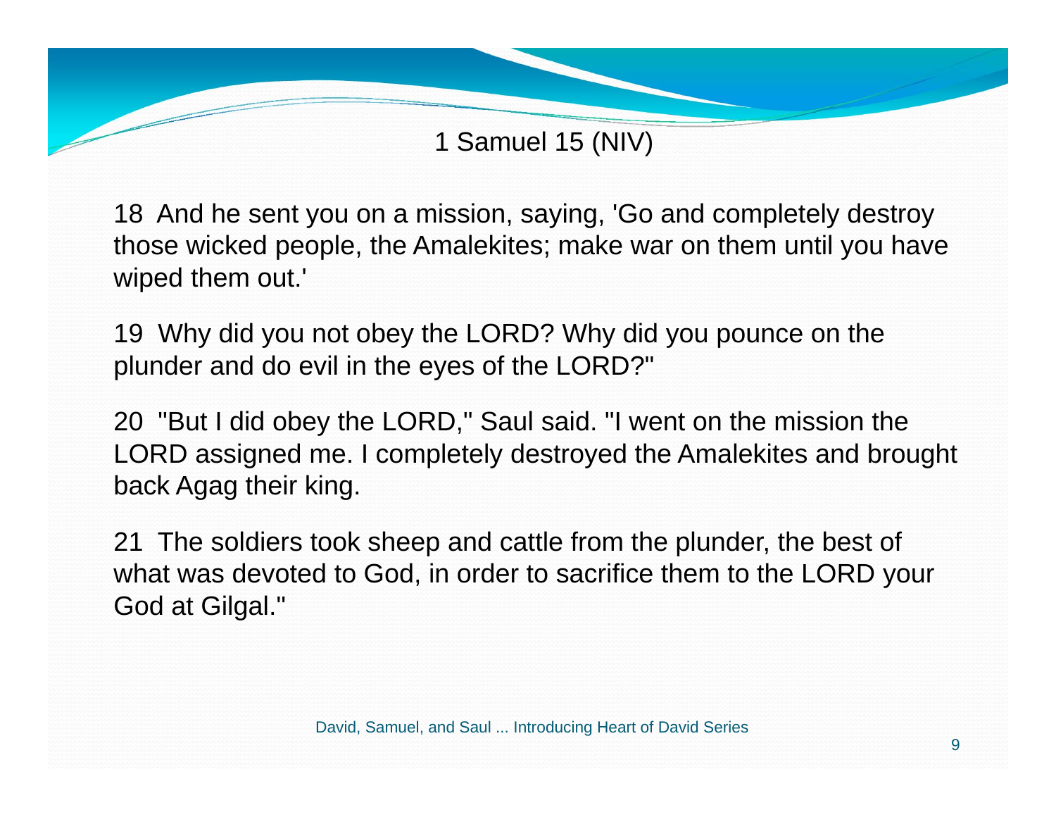# 1 Samuel 15 (NIV)

18 And he sent you on a mission, saying, 'Go and completely destroy those wicked people, the Amalekites; make war on them until you have wiped them out.'

19 Why did you not obey the LORD? Why did you pounce on the plunder and do evil in the eyes of the LORD?"

20 "But I did obey the LORD," Saul said. "I went on the mission the LORD assigned me. I completely destroyed the Amalekites and brought back Agag their king.

21 The soldiers took sheep and cattle from the plunder, the best of what was devoted to God, in order to sacrifice them to the LORD your God at Gilgal."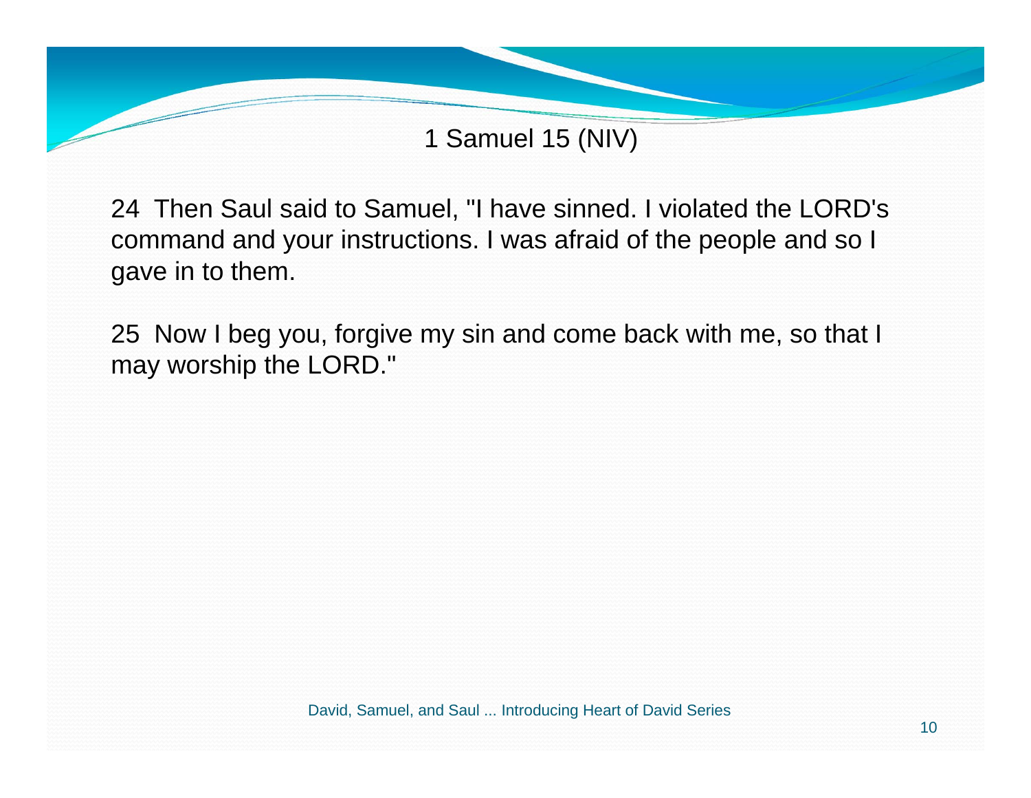## 1 Samuel 15 (NIV)

24 Then Saul said to Samuel, "I have sinned. I violated the LORD's command and your instructions. I was afraid of the people and so I gave in to them.

25 Now I beg you, forgive my sin and come back with me, so that I may worship the LORD."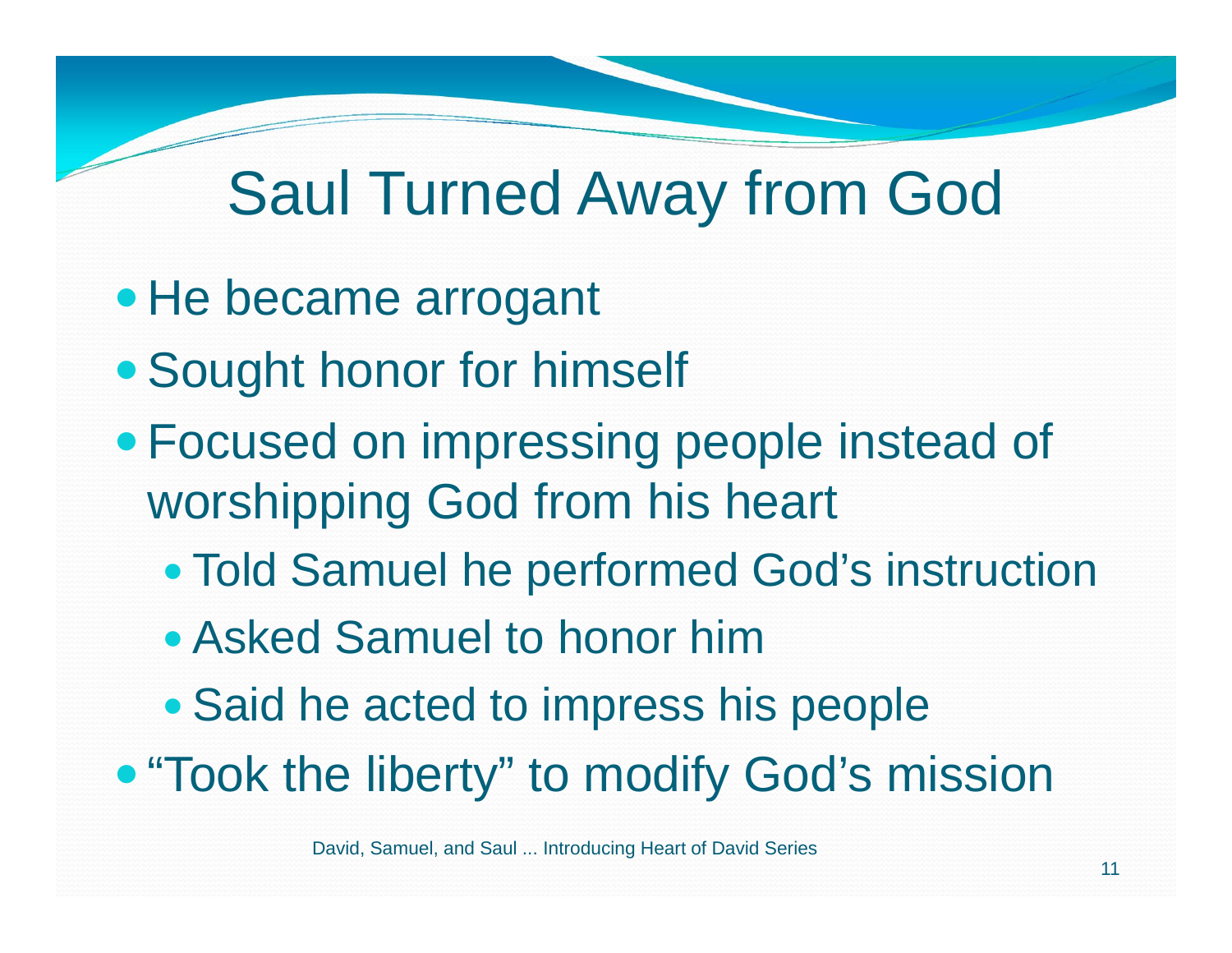# Saul Turned Away from God

- He became arrogant
- Sought honor for himself
- Focused on impressing people instead of worshipping God from his heart
  - Told Samuel he performed God's instruction
  - Asked Samuel to honor him
  - Said he acted to impress his people
- "Took the liberty" to modify God's mission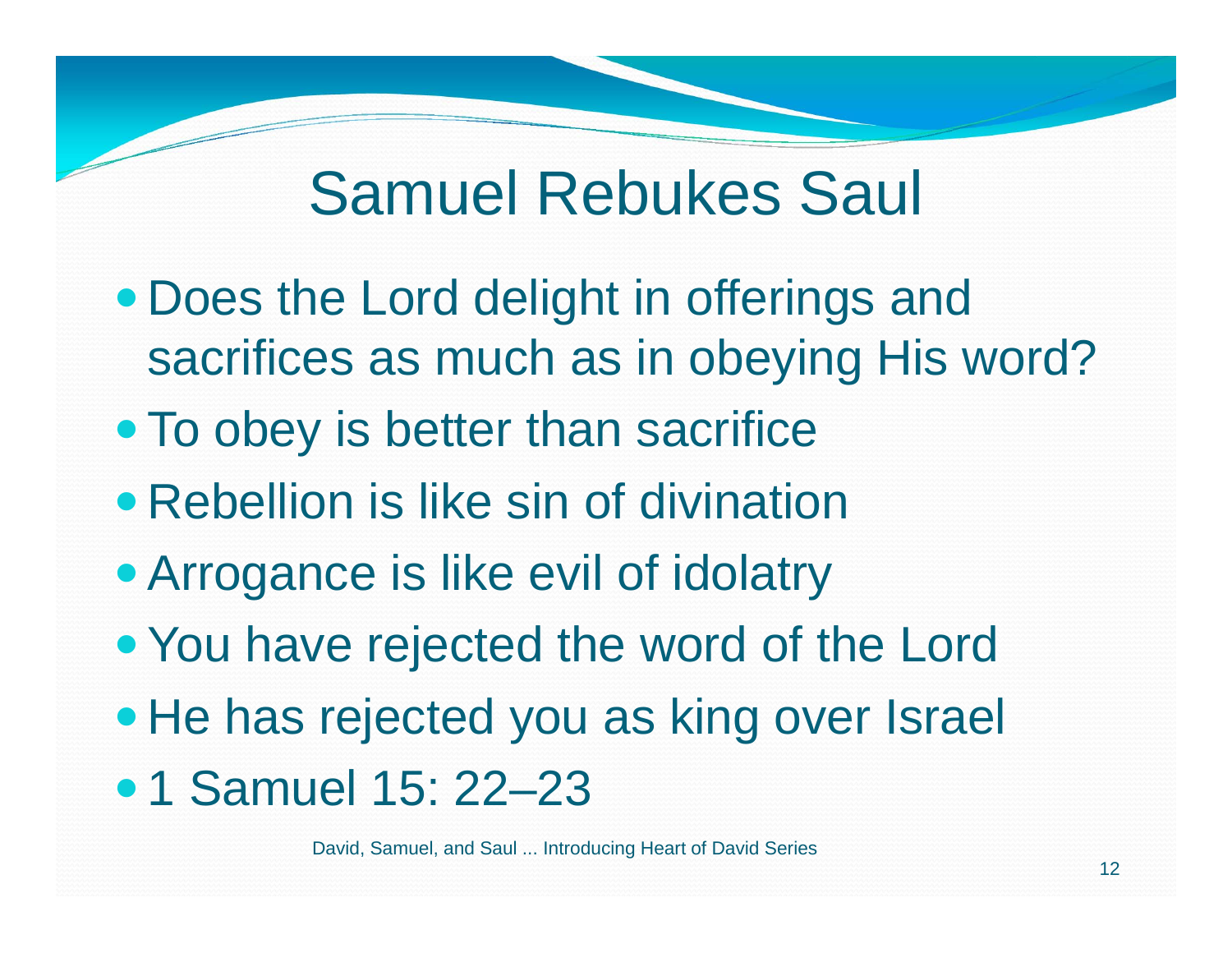# Samuel Rebukes Saul

- Does the Lord delight in offerings and sacrifices as much as in obeying His word?
- To obey is better than sacrifice
- Rebellion is like sin of divination
- Arrogance is like evil of idolatry
- You have rejected the word of the Lord
- He has rejected you as king over Israel
- 1 Samuel 15: 22–23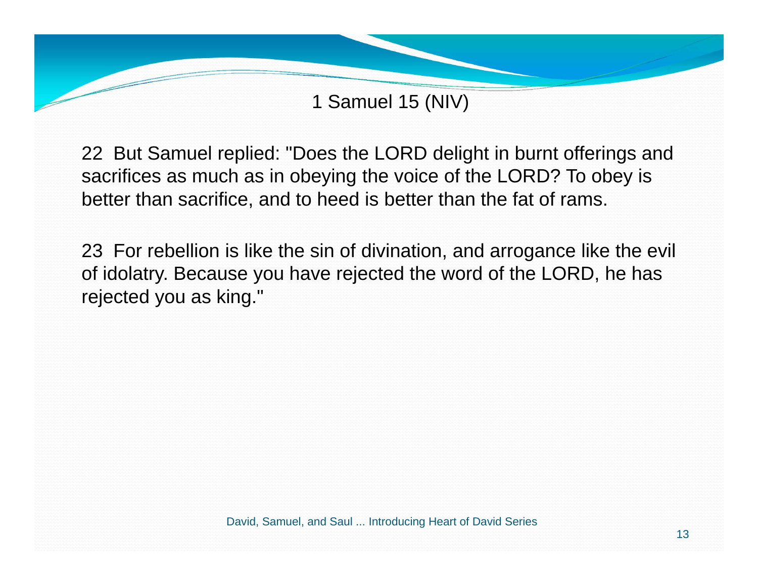# 1 Samuel 15 (NIV)

22 But Samuel replied: "Does the LORD delight in burnt offerings and sacrifices as much as in obeying the voice of the LORD? To obey is better than sacrifice, and to heed is better than the fat of rams.

23 For rebellion is like the sin of divination, and arrogance like the evil of idolatry. Because you have rejected the word of the LORD, he has rejected you as king."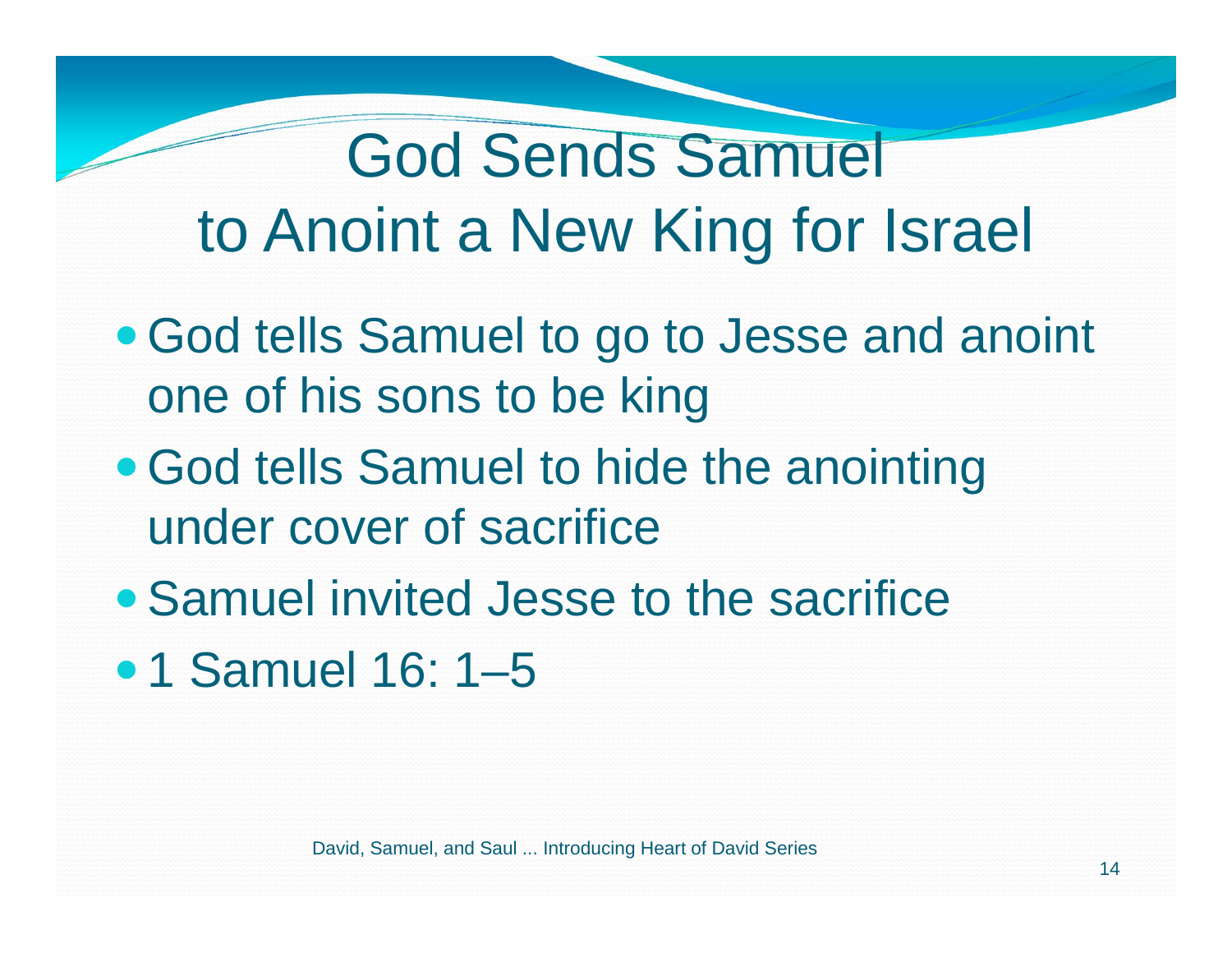# God Sends Samuel to Anoint a New King for Israel

- God tells Samuel to go to Jesse and anoint one of his sons to be king
- God tells Samuel to hide the anointing under cover of sacrifice
- Samuel invited Jesse to the sacrifice
- 1 Samuel 16: 1–5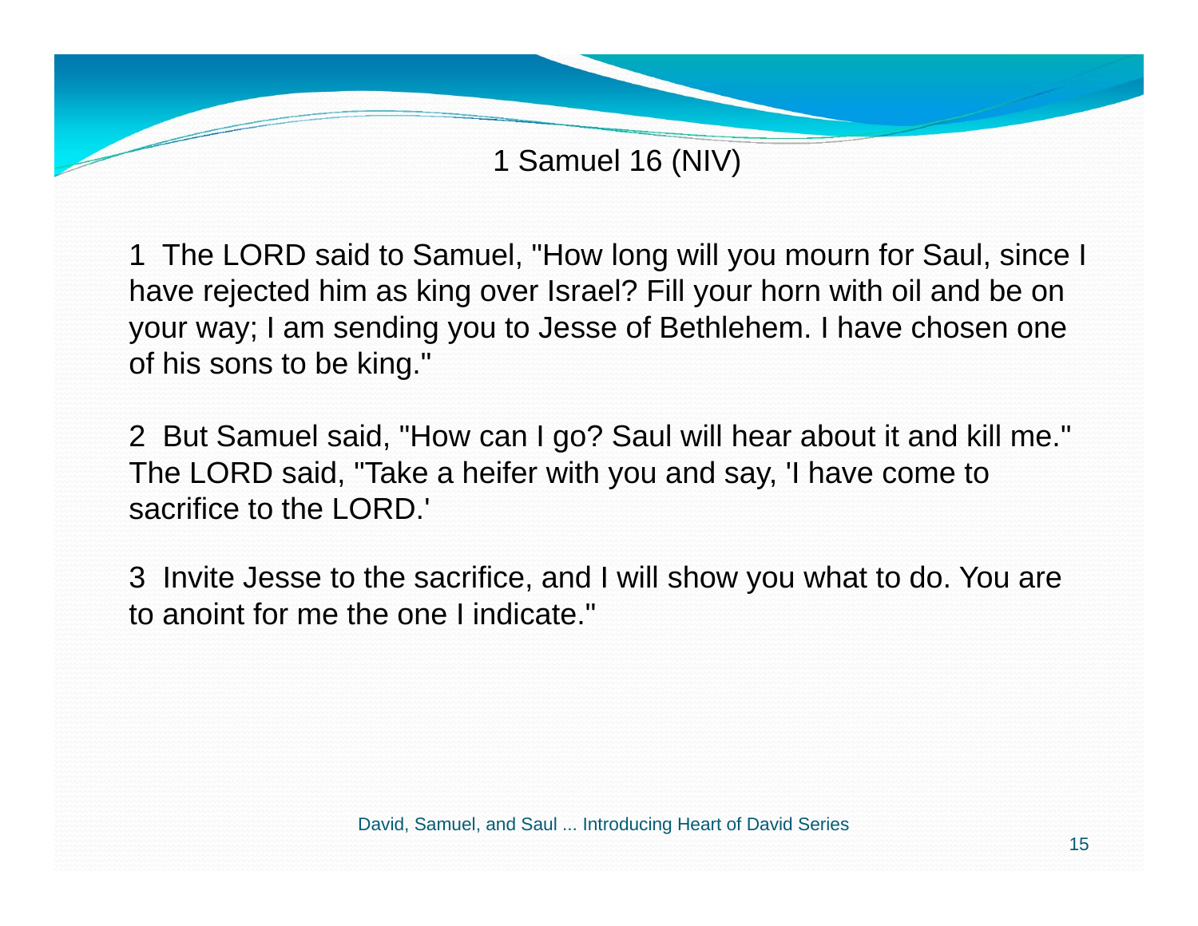# 1 Samuel 16 (NIV)

1 The LORD said to Samuel, "How long will you mourn for Saul, since I have rejected him as king over Israel? Fill your horn with oil and be on your way; I am sending you to Jesse of Bethlehem. I have chosen one of his sons to be king."

2 But Samuel said, "How can I go? Saul will hear about it and kill me." The LORD said, "Take a heifer with you and say, 'I have come to sacrifice to the LORD.'

3 Invite Jesse to the sacrifice, and I will show you what to do. You are to anoint for me the one I indicate."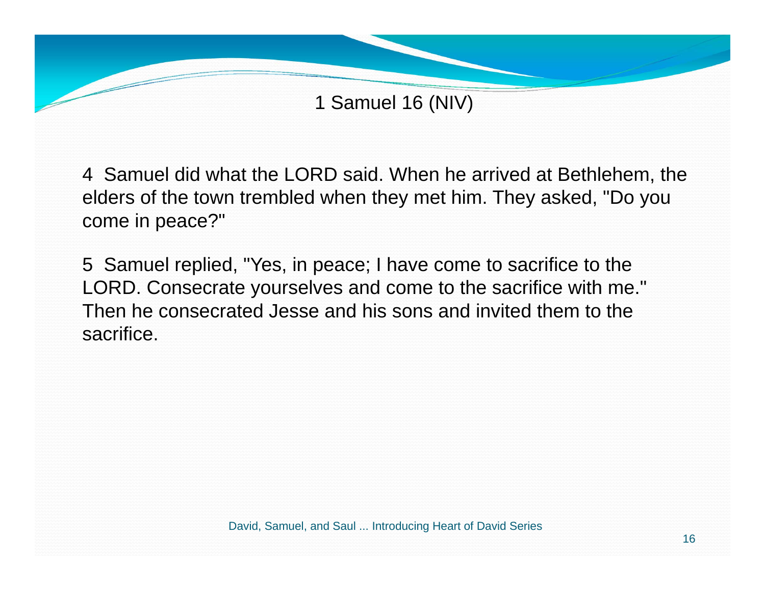# 1 Samuel 16 (NIV)

4 Samuel did what the LORD said. When he arrived at Bethlehem, the elders of the town trembled when they met him. They asked, "Do you come in peace?"

5 Samuel replied, "Yes, in peace; I have come to sacrifice to the LORD. Consecrate yourselves and come to the sacrifice with me." Then he consecrated Jesse and his sons and invited them to the sacrifice.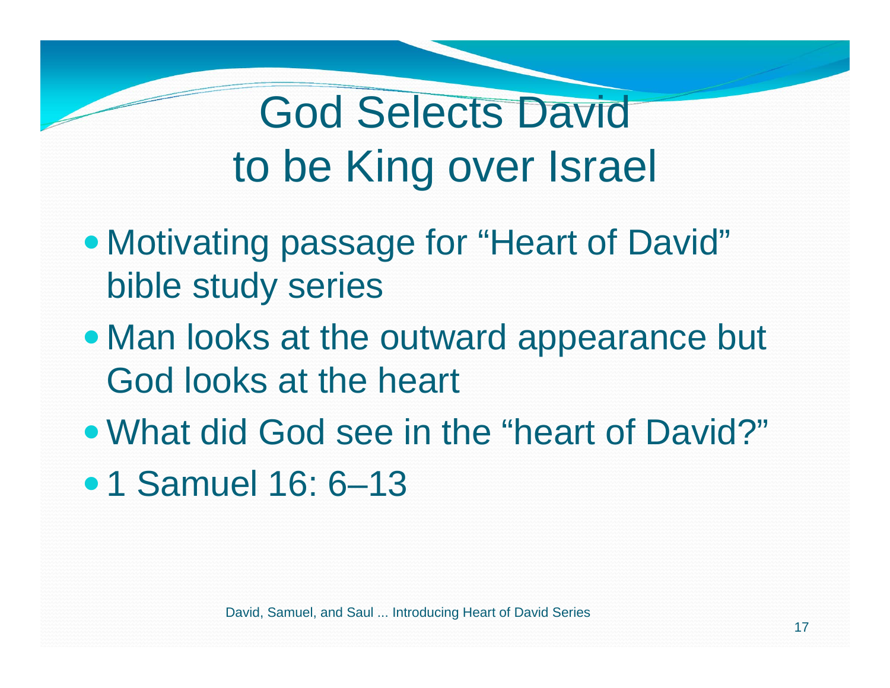# God Selects David to be King over Israel

- Motivating passage for "Heart of David" bible study series
- Man looks at the outward appearance but God looks at the heart
- What did God see in the "heart of David?"
- 1 Samuel 16: 6–13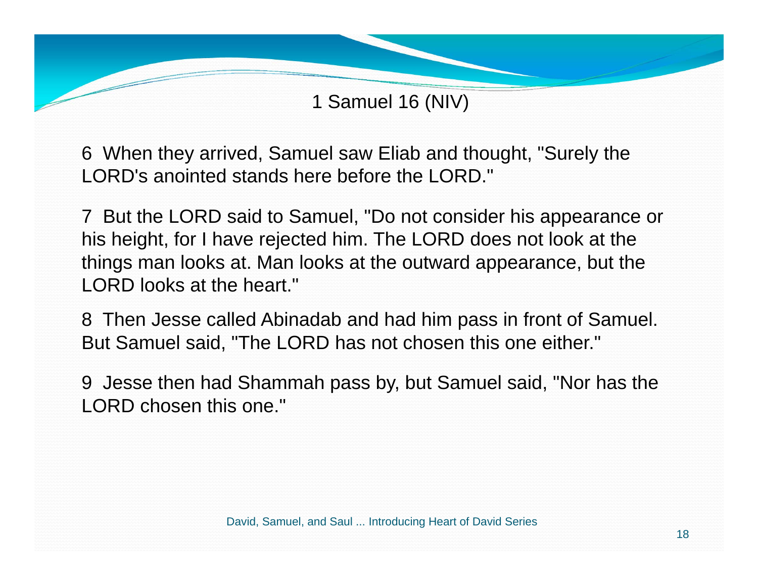# 1 Samuel 16 (NIV)

6 When they arrived, Samuel saw Eliab and thought, "Surely the LORD's anointed stands here before the LORD."

7 But the LORD said to Samuel, "Do not consider his appearance or his height, for I have rejected him. The LORD does not look at the things man looks at. Man looks at the outward appearance, but the LORD looks at the heart."

8 Then Jesse called Abinadab and had him pass in front of Samuel. But Samuel said, "The LORD has not chosen this one either."

9 Jesse then had Shammah pass by, but Samuel said, "Nor has the LORD chosen this one."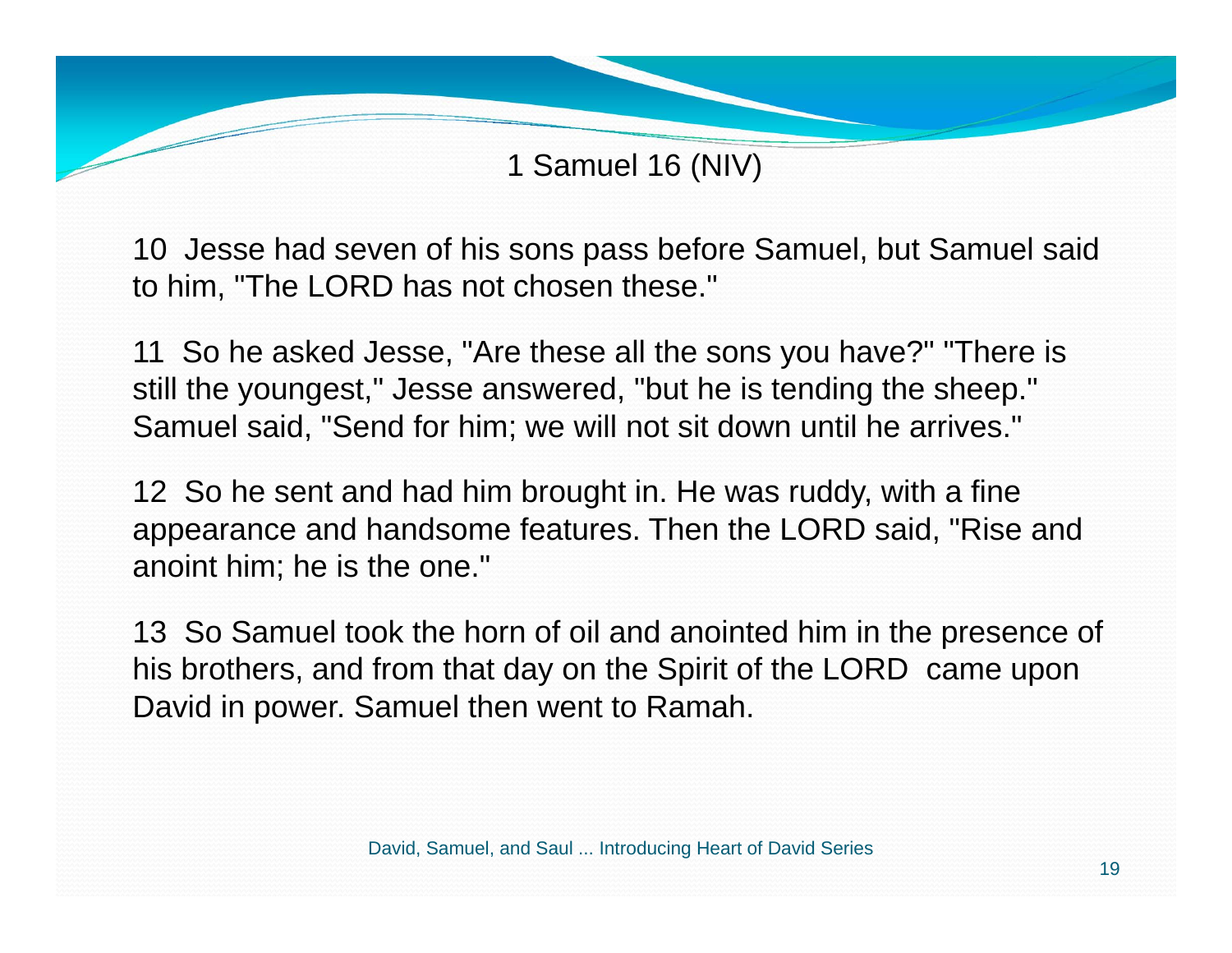# 1 Samuel 16 (NIV)

10 Jesse had seven of his sons pass before Samuel, but Samuel said to him, "The LORD has not chosen these."

11 So he asked Jesse, "Are these all the sons you have?" "There is still the youngest," Jesse answered, "but he is tending the sheep." Samuel said, "Send for him; we will not sit down until he arrives."

12 So he sent and had him brought in. He was ruddy, with a fine appearance and handsome features. Then the LORD said, "Rise and anoint him; he is the one."

13 So Samuel took the horn of oil and anointed him in the presence of his brothers, and from that day on the Spirit of the LORD came upon David in power. Samuel then went to Ramah.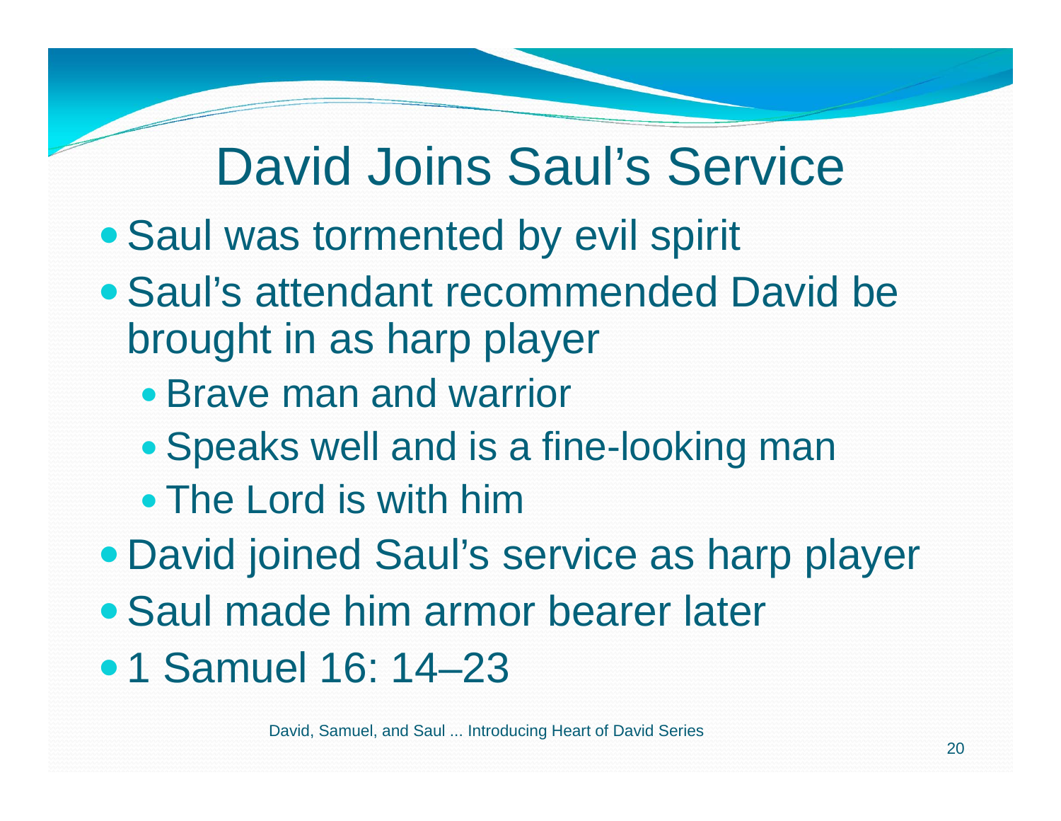# David Joins Saul's Service

- Saul was tormented by evil spirit
- Saul's attendant recommended David be brought in as harp player
  - Brave man and warrior
  - Speaks well and is a fine-looking man
  - The Lord is with him
- David joined Saul's service as harp player
- Saul made him armor bearer later
- 1 Samuel 16: 14–23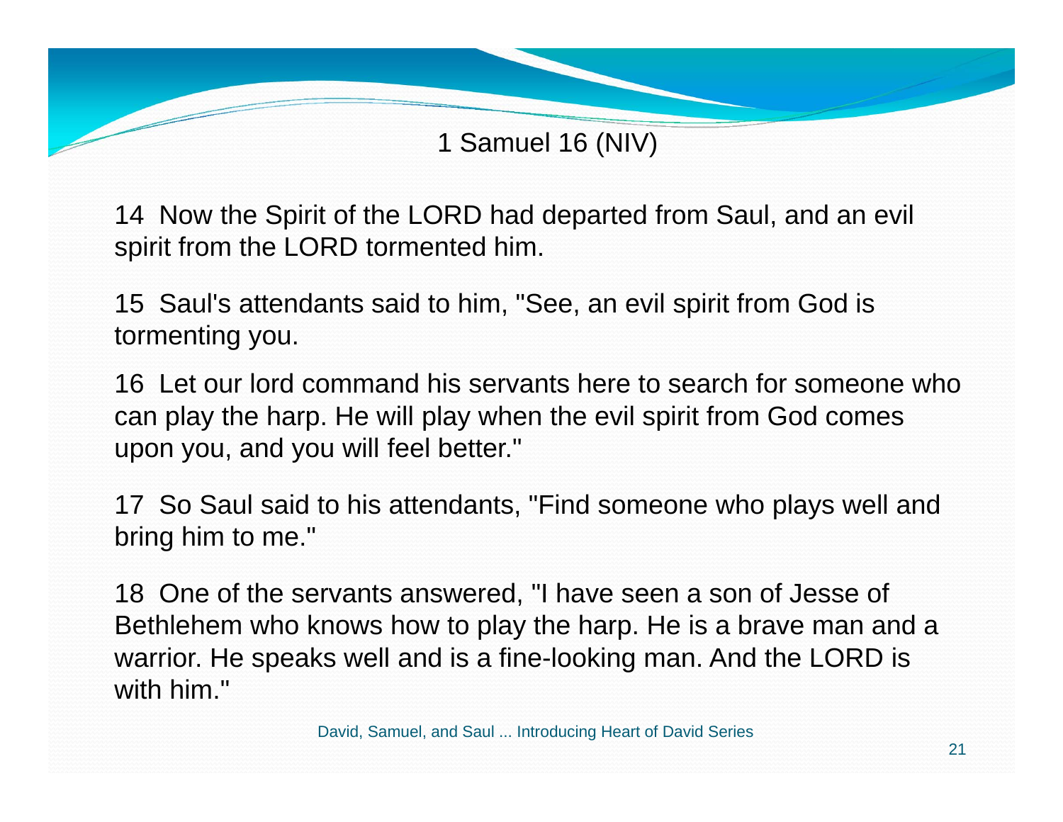# 1 Samuel 16 (NIV)

14 Now the Spirit of the LORD had departed from Saul, and an evil spirit from the LORD tormented him.

15 Saul's attendants said to him, "See, an evil spirit from God is tormenting you.

16 Let our lord command his servants here to search for someone who can play the harp. He will play when the evil spirit from God comes upon you, and you will feel better."

17 So Saul said to his attendants, "Find someone who plays well and bring him to me."

18 One of the servants answered, "I have seen a son of Jesse of Bethlehem who knows how to play the harp. He is a brave man and a warrior. He speaks well and is a fine-looking man. And the LORD is with him."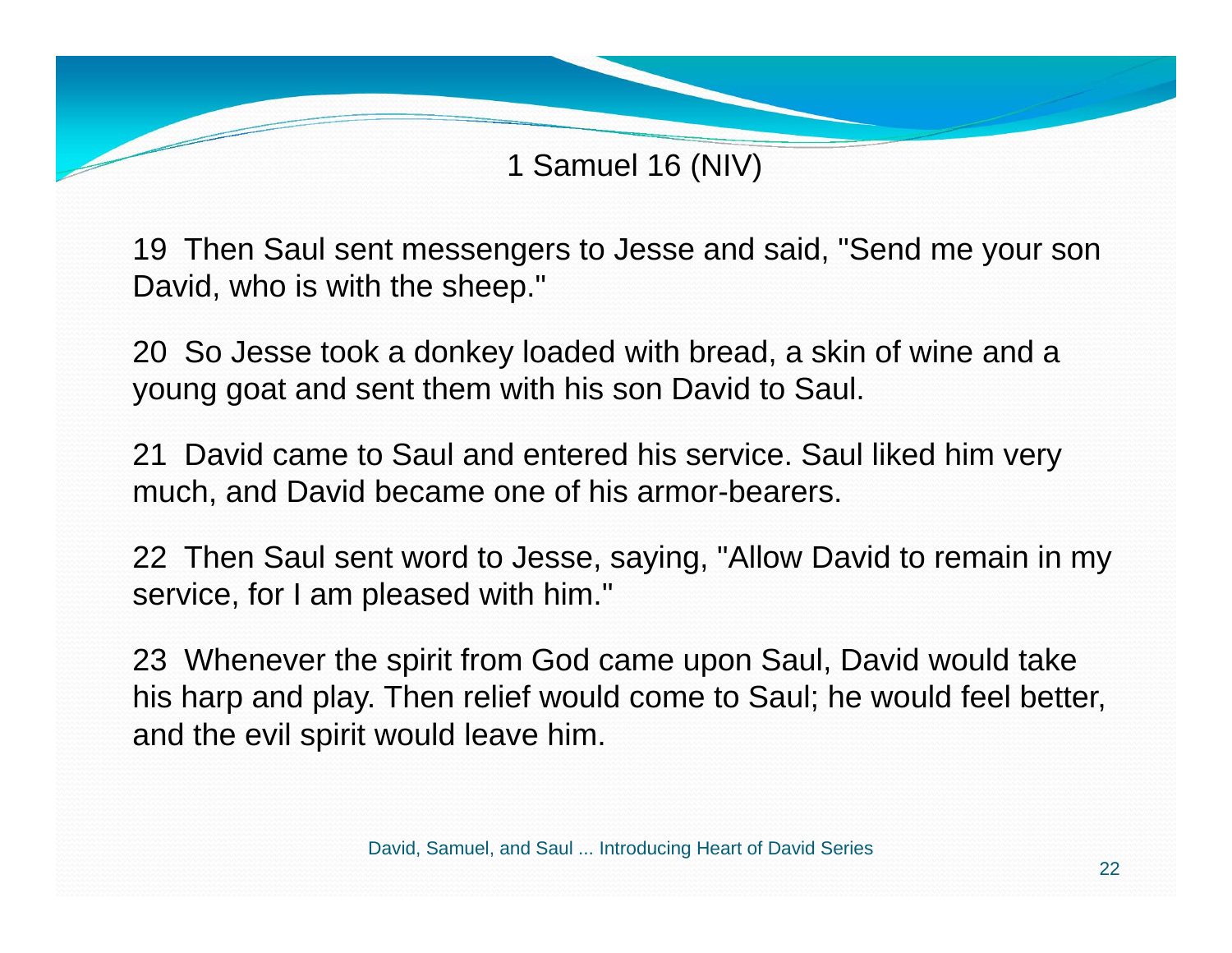# 1 Samuel 16 (NIV)

19 Then Saul sent messengers to Jesse and said, "Send me your son David, who is with the sheep."

20 So Jesse took a donkey loaded with bread, a skin of wine and a young goat and sent them with his son David to Saul.

21 David came to Saul and entered his service. Saul liked him very much, and David became one of his armor-bearers.

22 Then Saul sent word to Jesse, saying, "Allow David to remain in my service, for I am pleased with him."

23 Whenever the spirit from God came upon Saul, David would take his harp and play. Then relief would come to Saul; he would feel better, and the evil spirit would leave him.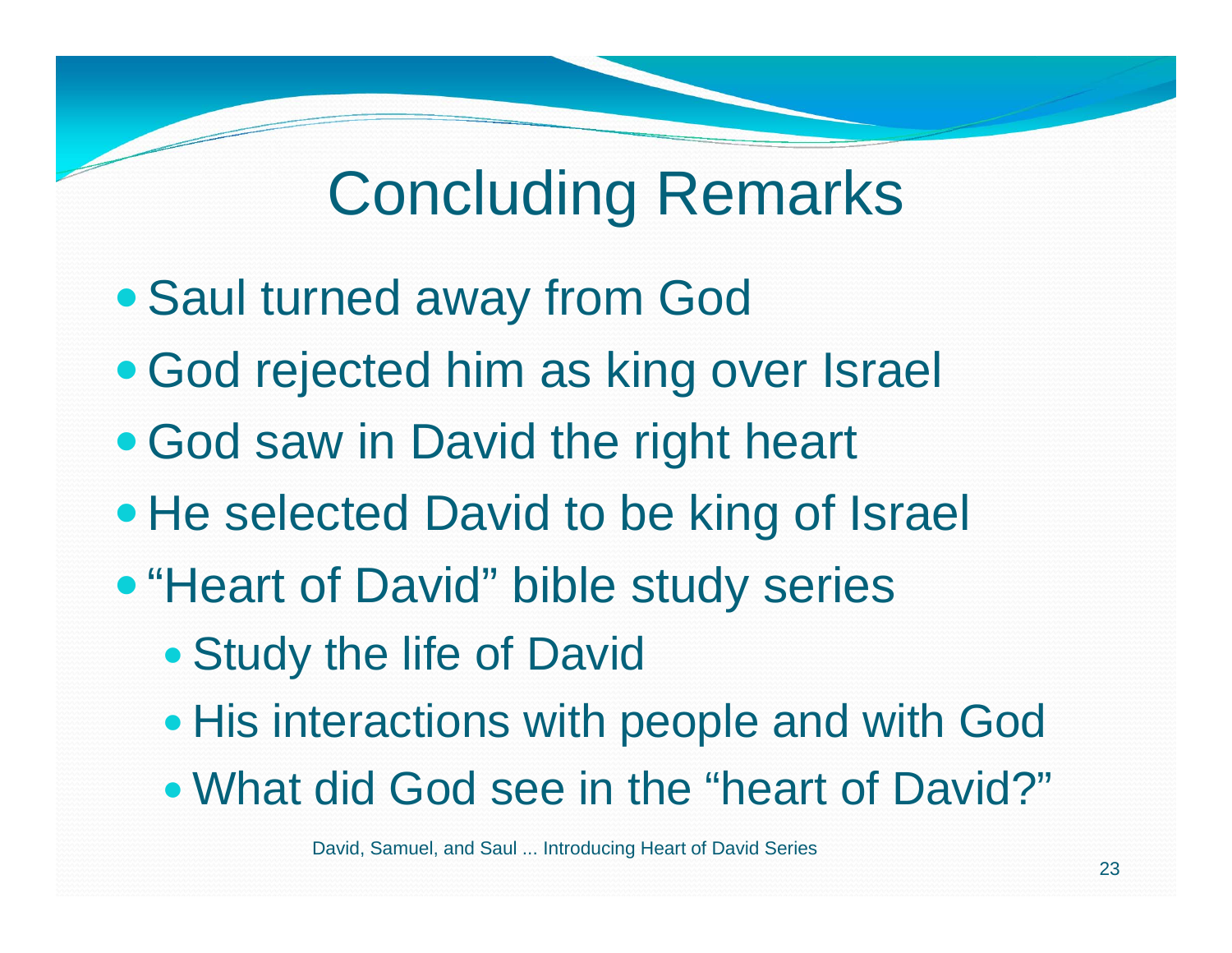# Concluding Remarks

- Saul turned away from God
- God rejected him as king over Israel
- God saw in David the right heart
- He selected David to be king of Israel
- "Heart of David" bible study series
  - Study the life of David
  - His interactions with people and with God
  - What did God see in the "heart of David?"